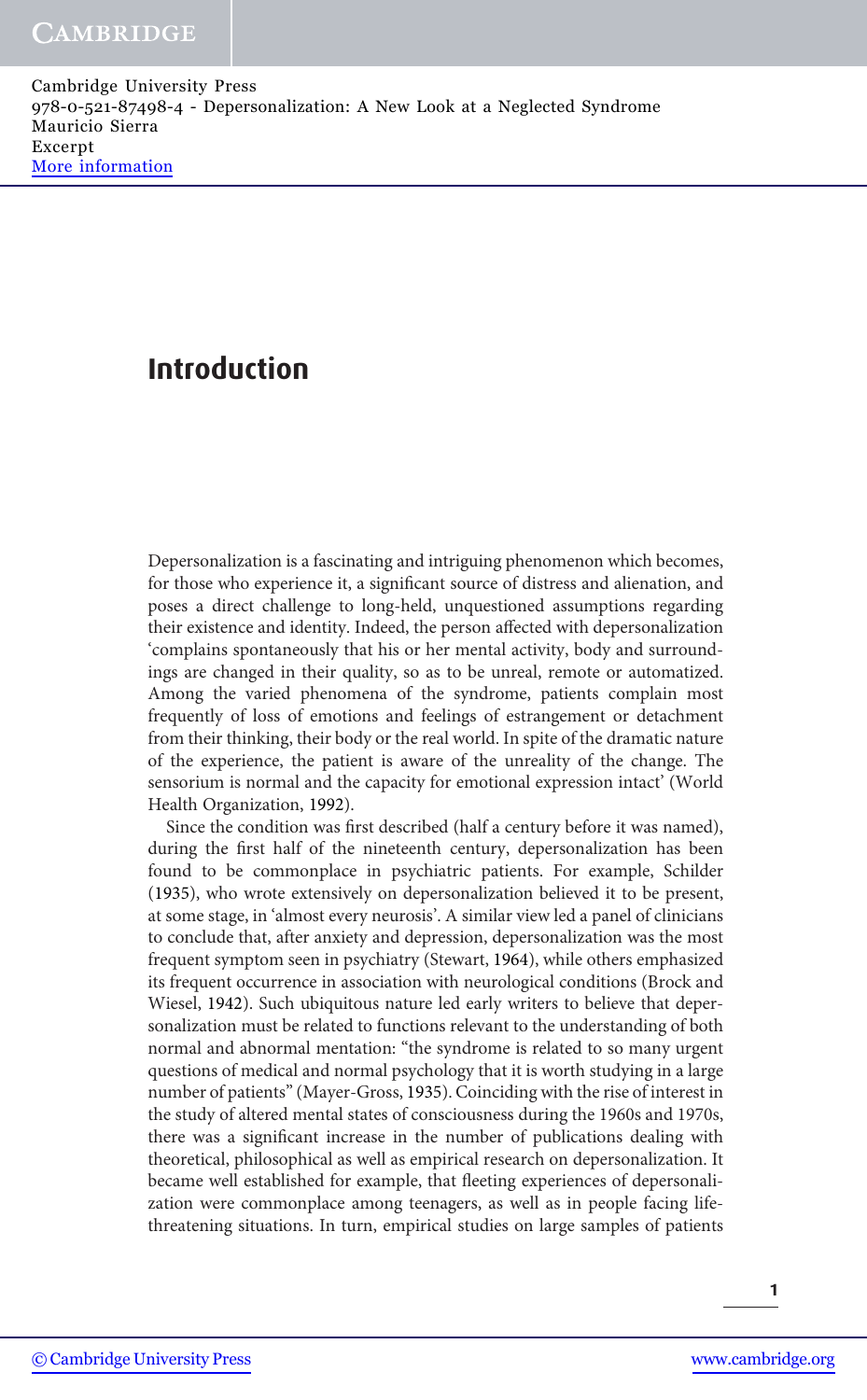# Introduction

Depersonalization is a fascinating and intriguing phenomenon which becomes, for those who experience it, a significant source of distress and alienation, and poses a direct challenge to long-held, unquestioned assumptions regarding their existence and identity. Indeed, the person affected with depersonalization 'complains spontaneously that his or her mental activity, body and surroundings are changed in their quality, so as to be unreal, remote or automatized. Among the varied phenomena of the syndrome, patients complain most frequently of loss of emotions and feelings of estrangement or detachment from their thinking, their body or the real world. In spite of the dramatic nature of the experience, the patient is aware of the unreality of the change. The sensorium is normal and the capacity for emotional expression intact' (World Health Organization, 1992).

Since the condition was first described (half a century before it was named), during the first half of the nineteenth century, depersonalization has been found to be commonplace in psychiatric patients. For example, Schilder (1935), who wrote extensively on depersonalization believed it to be present, at some stage, in 'almost every neurosis'. A similar view led a panel of clinicians to conclude that, after anxiety and depression, depersonalization was the most frequent symptom seen in psychiatry (Stewart, 1964), while others emphasized its frequent occurrence in association with neurological conditions (Brock and Wiesel, 1942). Such ubiquitous nature led early writers to believe that depersonalization must be related to functions relevant to the understanding of both normal and abnormal mentation: "the syndrome is related to so many urgent questions of medical and normal psychology that it is worth studying in a large number of patients" (Mayer-Gross, 1935). Coinciding with the rise of interest in the study of altered mental states of consciousness during the 1960s and 1970s, there was a significant increase in the number of publications dealing with theoretical, philosophical as well as empirical research on depersonalization. It became well established for example, that fleeting experiences of depersonalization were commonplace among teenagers, as well as in people facing life-threatening situations. In turn, empirical studies on large samples of patients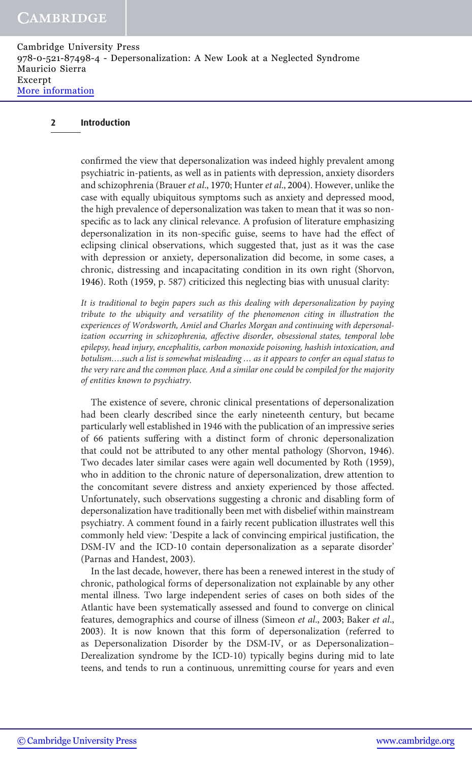confirmed the view that depersonalization was indeed highly prevalent among psychiatric in-patients, as well as in patients with depression, anxiety disorders and schizophrenia (Brauer *et al.*, 1970; Hunter *et al.*, 2004). However, unlike the case with equally ubiquitous symptoms such as anxiety and depressed mood, the high prevalence of depersonalization was taken to mean that it was so non-specific as to lack any clinical relevance. A profusion of literature emphasizing depersonalization in its non-specific guise, seems to have had the effect of eclipsing clinical observations, which suggested that, just as it was the case with depression or anxiety, depersonalization did become, in some cases, a chronic, distressing and incapacitating condition in its own right (Shorvon, 1946). Roth (1959, p. 587) criticized this neglecting bias with unusual clarity:

> *It is traditional to begin papers such as this dealing with depersonalization by paying tribute to the ubiquity and versatility of the phenomenon citing in illustration the experiences of Wordsworth, Amiel and Charles Morgan and continuing with depersonalization occurring in schizophrenia, affective disorder, obsessional states, temporal lobe epilepsy, head injury, encephalitis, carbon monoxide poisoning, hashish intoxication, and botulism....such a list is somewhat misleading ... as it appears to confer an equal status to the very rare and the common place. And a similar one could be compiled for the majority of entities known to psychiatry.*

The existence of severe, chronic clinical presentations of depersonalization had been clearly described since the early nineteenth century, but became particularly well established in 1946 with the publication of an impressive series of 66 patients suffering with a distinct form of chronic depersonalization that could not be attributed to any other mental pathology (Shorvon, 1946). Two decades later similar cases were again well documented by Roth (1959), who in addition to the chronic nature of depersonalization, drew attention to the concomitant severe distress and anxiety experienced by those affected. Unfortunately, such observations suggesting a chronic and disabling form of depersonalization have traditionally been met with disbelief within mainstream psychiatry. A comment found in a fairly recent publication illustrates well this commonly held view: 'Despite a lack of convincing empirical justification, the DSM-IV and the ICD-10 contain depersonalization as a separate disorder' (Parnas and Handest, 2003).

In the last decade, however, there has been a renewed interest in the study of chronic, pathological forms of depersonalization not explainable by any other mental illness. Two large independent series of cases on both sides of the Atlantic have been systematically assessed and found to converge on clinical features, demographics and course of illness (Simeon *et al.*, 2003; Baker *et al.*, 2003). It is now known that this form of depersonalization (referred to as Depersonalization Disorder by the DSM-IV, or as Depersonalization–Derealization syndrome by the ICD-10) typically begins during mid to late teens, and tends to run a continuous, unremitting course for years and even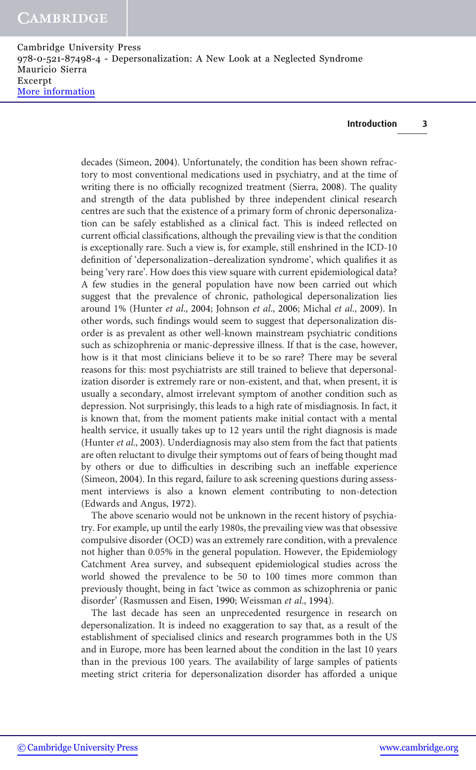decades (Simeon, 2004). Unfortunately, the condition has been shown refractory to most conventional medications used in psychiatry, and at the time of writing there is no officially recognized treatment (Sierra, 2008). The quality and strength of the data published by three independent clinical research centres are such that the existence of a primary form of chronic depersonalization can be safely established as a clinical fact. This is indeed reflected on current official classifications, although the prevailing view is that the condition is exceptionally rare. Such a view is, for example, still enshrined in the ICD-10 definition of 'depersonalization–derealization syndrome', which qualifies it as being 'very rare'. How does this view square with current epidemiological data? A few studies in the general population have now been carried out which suggest that the prevalence of chronic, pathological depersonalization lies around 1% (Hunter *et al.*, 2004; Johnson *et al.*, 2006; Michal *et al.*, 2009). In other words, such findings would seem to suggest that depersonalization disorder is as prevalent as other well-known mainstream psychiatric conditions such as schizophrenia or manic-depressive illness. If that is the case, however, how is it that most clinicians believe it to be so rare? There may be several reasons for this: most psychiatrists are still trained to believe that depersonalization disorder is extremely rare or non-existent, and that, when present, it is usually a secondary, almost irrelevant symptom of another condition such as depression. Not surprisingly, this leads to a high rate of misdiagnosis. In fact, it is known that, from the moment patients make initial contact with a mental health service, it usually takes up to 12 years until the right diagnosis is made (Hunter *et al.*, 2003). Underdiagnosis may also stem from the fact that patients are often reluctant to divulge their symptoms out of fears of being thought mad by others or due to difficulties in describing such an ineffable experience (Simeon, 2004). In this regard, failure to ask screening questions during assessment interviews is also a known element contributing to non-detection (Edwards and Angus, 1972).

The above scenario would not be unknown in the recent history of psychiatry. For example, up until the early 1980s, the prevailing view was that obsessive compulsive disorder (OCD) was an extremely rare condition, with a prevalence not higher than 0.05% in the general population. However, the Epidemiology Catchment Area survey, and subsequent epidemiological studies across the world showed the prevalence to be 50 to 100 times more common than previously thought, being in fact 'twice as common as schizophrenia or panic disorder' (Rasmussen and Eisen, 1990; Weissman *et al.*, 1994).

The last decade has seen an unprecedented resurgence in research on depersonalization. It is indeed no exaggeration to say that, as a result of the establishment of specialised clinics and research programmes both in the US and in Europe, more has been learned about the condition in the last 10 years than in the previous 100 years. The availability of large samples of patients meeting strict criteria for depersonalization disorder has afforded a unique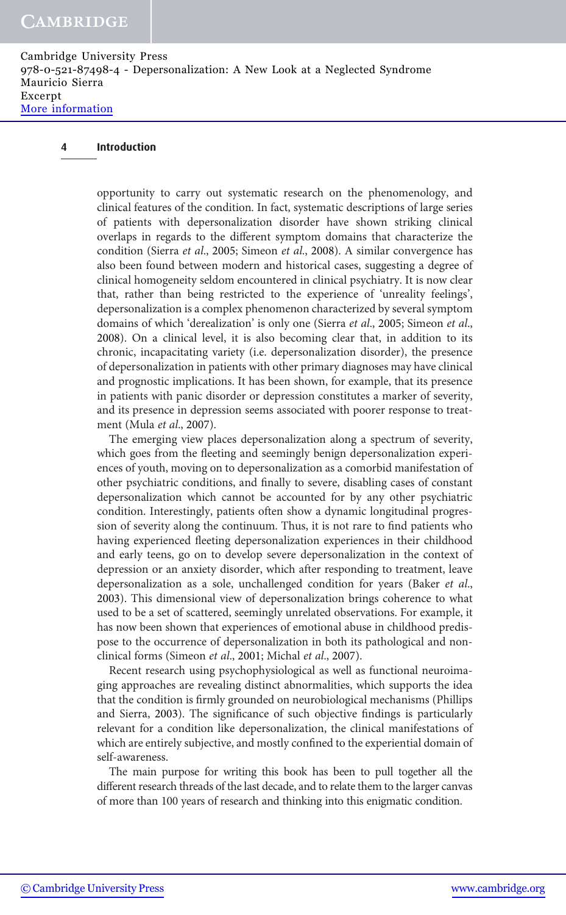opportunity to carry out systematic research on the phenomenology, and clinical features of the condition. In fact, systematic descriptions of large series of patients with depersonalization disorder have shown striking clinical overlaps in regards to the different symptom domains that characterize the condition (Sierra *et al*., 2005; Simeon *et al*., 2008). A similar convergence has also been found between modern and historical cases, suggesting a degree of clinical homogeneity seldom encountered in clinical psychiatry. It is now clear that, rather than being restricted to the experience of 'unreality feelings', depersonalization is a complex phenomenon characterized by several symptom domains of which 'derealization' is only one (Sierra *et al*., 2005; Simeon *et al*., 2008). On a clinical level, it is also becoming clear that, in addition to its chronic, incapacitating variety (i.e. depersonalization disorder), the presence of depersonalization in patients with other primary diagnoses may have clinical and prognostic implications. It has been shown, for example, that its presence in patients with panic disorder or depression constitutes a marker of severity, and its presence in depression seems associated with poorer response to treatment (Mula *et al*., 2007).

The emerging view places depersonalization along a spectrum of severity, which goes from the fleeting and seemingly benign depersonalization experiences of youth, moving on to depersonalization as a comorbid manifestation of other psychiatric conditions, and finally to severe, disabling cases of constant depersonalization which cannot be accounted for by any other psychiatric condition. Interestingly, patients often show a dynamic longitudinal progression of severity along the continuum. Thus, it is not rare to find patients who having experienced fleeting depersonalization experiences in their childhood and early teens, go on to develop severe depersonalization in the context of depression or an anxiety disorder, which after responding to treatment, leave depersonalization as a sole, unchallenged condition for years (Baker *et al*., 2003). This dimensional view of depersonalization brings coherence to what used to be a set of scattered, seemingly unrelated observations. For example, it has now been shown that experiences of emotional abuse in childhood predispose to the occurrence of depersonalization in both its pathological and non-clinical forms (Simeon *et al*., 2001; Michal *et al*., 2007).

Recent research using psychophysiological as well as functional neuroimaging approaches are revealing distinct abnormalities, which supports the idea that the condition is firmly grounded on neurobiological mechanisms (Phillips and Sierra, 2003). The significance of such objective findings is particularly relevant for a condition like depersonalization, the clinical manifestations of which are entirely subjective, and mostly confined to the experiential domain of self-awareness.

The main purpose for writing this book has been to pull together all the different research threads of the last decade, and to relate them to the larger canvas of more than 100 years of research and thinking into this enigmatic condition.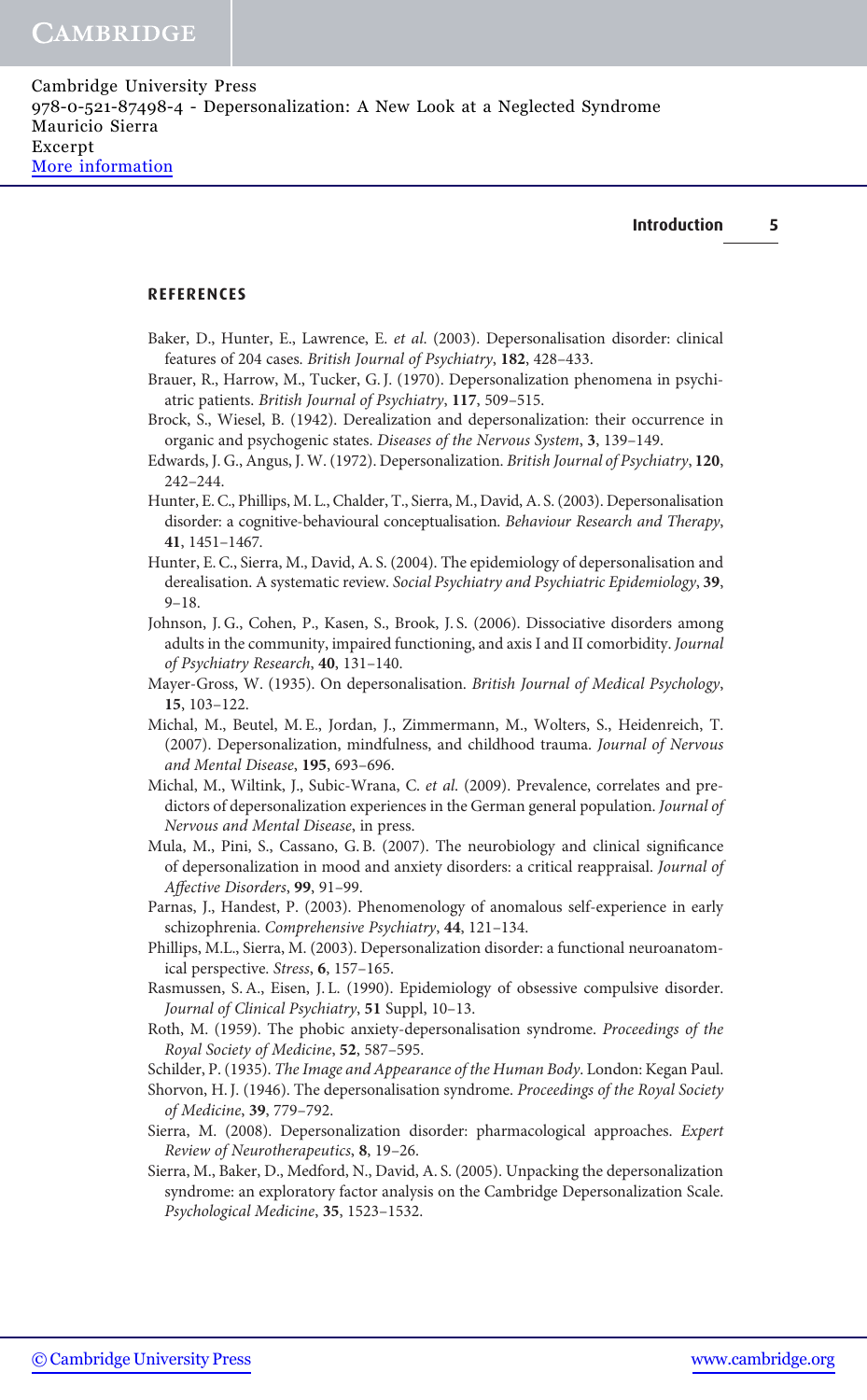## REFERENCES

Baker, D., Hunter, E., Lawrence, E. *et al.* (2003). Depersonalisation disorder: clinical features of 204 cases. *British Journal of Psychiatry*, **182**, 428–433.

Brauer, R., Harrow, M., Tucker, G. J. (1970). Depersonalization phenomena in psychiatric patients. *British Journal of Psychiatry*, **117**, 509–515.

Brock, S., Wiesel, B. (1942). Derealization and depersonalization: their occurrence in organic and psychogenic states. *Diseases of the Nervous System*, **3**, 139–149.

Edwards, J. G., Angus, J. W. (1972). Depersonalization. *British Journal of Psychiatry*, **120**, 242–244.

Hunter, E. C., Phillips, M. L., Chalder, T., Sierra, M., David, A. S. (2003). Depersonalisation disorder: a cognitive-behavioural conceptualisation. *Behaviour Research and Therapy*, **41**, 1451–1467.

Hunter, E. C., Sierra, M., David, A. S. (2004). The epidemiology of depersonalisation and derealisation. A systematic review. *Social Psychiatry and Psychiatric Epidemiology*, **39**, 9–18.

Johnson, J. G., Cohen, P., Kasen, S., Brook, J. S. (2006). Dissociative disorders among adults in the community, impaired functioning, and axis I and II comorbidity. *Journal of Psychiatry Research*, **40**, 131–140.

Mayer-Gross, W. (1935). On depersonalisation. *British Journal of Medical Psychology*, **15**, 103–122.

Michal, M., Beutel, M. E., Jordan, J., Zimmermann, M., Wolters, S., Heidenreich, T. (2007). Depersonalization, mindfulness, and childhood trauma. *Journal of Nervous and Mental Disease*, **195**, 693–696.

Michal, M., Wiltink, J., Subic-Wrana, C. *et al.* (2009). Prevalence, correlates and predictors of depersonalization experiences in the German general population. *Journal of Nervous and Mental Disease*, in press.

Mula, M., Pini, S., Cassano, G. B. (2007). The neurobiology and clinical significance of depersonalization in mood and anxiety disorders: a critical reappraisal. *Journal of Affective Disorders*, **99**, 91–99.

Parnas, J., Handest, P. (2003). Phenomenology of anomalous self-experience in early schizophrenia. *Comprehensive Psychiatry*, **44**, 121–134.

Phillips, M.L., Sierra, M. (2003). Depersonalization disorder: a functional neuroanatomical perspective. *Stress*, **6**, 157–165.

Rasmussen, S. A., Eisen, J. L. (1990). Epidemiology of obsessive compulsive disorder. *Journal of Clinical Psychiatry*, **51** Suppl, 10–13.

Roth, M. (1959). The phobic anxiety-depersonalisation syndrome. *Proceedings of the Royal Society of Medicine*, **52**, 587–595.

Schilder, P. (1935). *The Image and Appearance of the Human Body*. London: Kegan Paul.

Shorvon, H. J. (1946). The depersonalisation syndrome. *Proceedings of the Royal Society of Medicine*, **39**, 779–792.

Sierra, M. (2008). Depersonalization disorder: pharmacological approaches. *Expert Review of Neurotherapeutics*, **8**, 19–26.

Sierra, M., Baker, D., Medford, N., David, A. S. (2005). Unpacking the depersonalization syndrome: an exploratory factor analysis on the Cambridge Depersonalization Scale. *Psychological Medicine*, **35**, 1523–1532.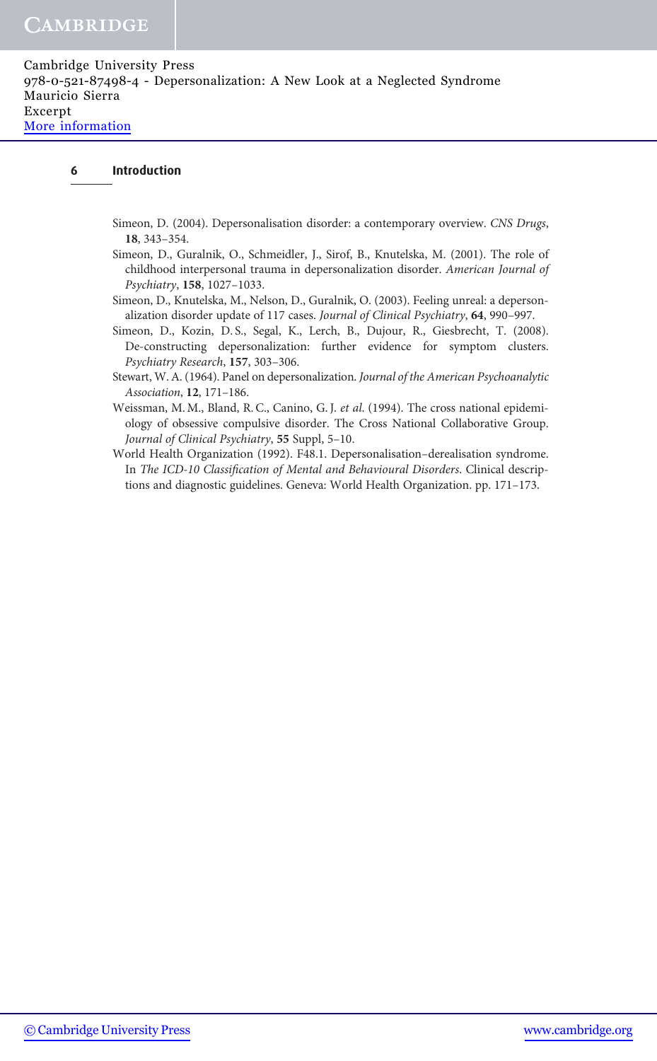Simeon, D. (2004). Depersonalisation disorder: a contemporary overview. *CNS Drugs*, **18**, 343–354.

Simeon, D., Guralnik, O., Schmeidler, J., Sirof, B., Knutelska, M. (2001). The role of childhood interpersonal trauma in depersonalization disorder. *American Journal of Psychiatry*, **158**, 1027–1033.

Simeon, D., Knutelska, M., Nelson, D., Guralnik, O. (2003). Feeling unreal: a depersonalization disorder update of 117 cases. *Journal of Clinical Psychiatry*, **64**, 990–997.

Simeon, D., Kozin, D. S., Segal, K., Lerch, B., Dujour, R., Giesbrecht, T. (2008). De-constructing depersonalization: further evidence for symptom clusters. *Psychiatry Research*, **157**, 303–306.

Stewart, W. A. (1964). Panel on depersonalization. *Journal of the American Psychoanalytic Association*, **12**, 171–186.

Weissman, M. M., Bland, R. C., Canino, G. J. *et al.* (1994). The cross national epidemiology of obsessive compulsive disorder. The Cross National Collaborative Group. *Journal of Clinical Psychiatry*, **55** Suppl, 5–10.

World Health Organization (1992). F48.1. Depersonalisation–derealisation syndrome. In *The ICD-10 Classification of Mental and Behavioural Disorders*. Clinical descriptions and diagnostic guidelines. Geneva: World Health Organization. pp. 171–173.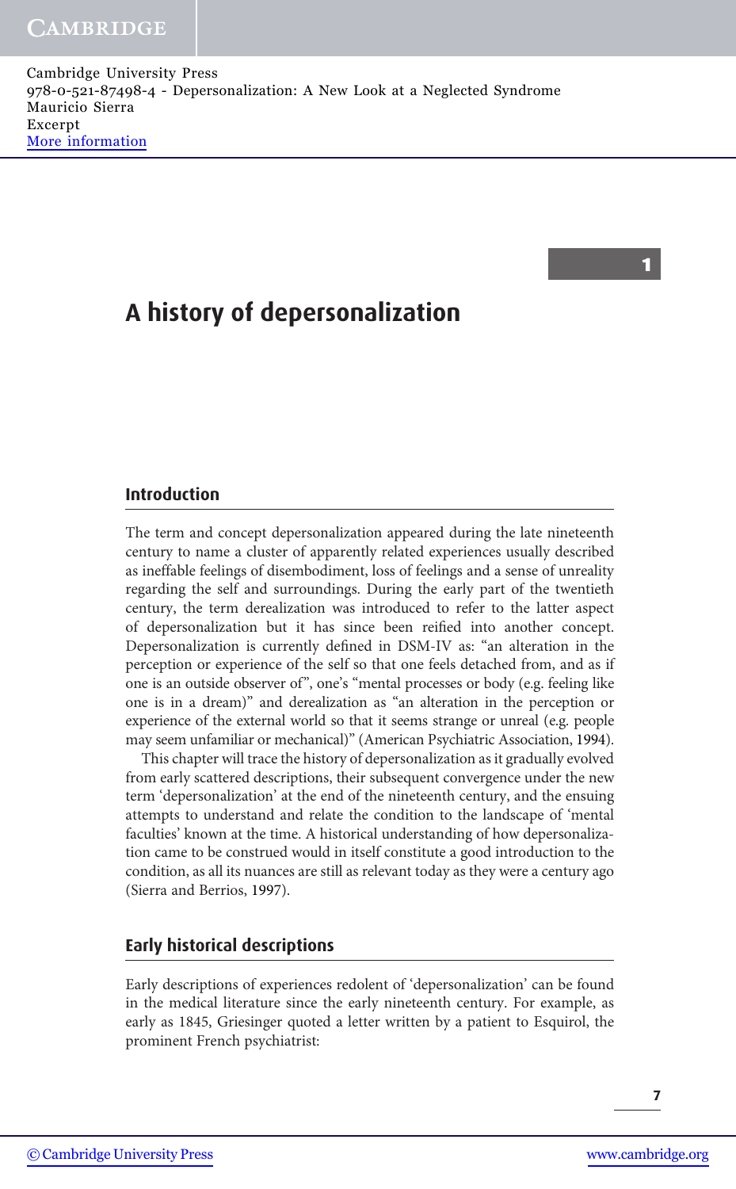# 1

# A history of depersonalization

## Introduction

The term and concept depersonalization appeared during the late nineteenth century to name a cluster of apparently related experiences usually described as ineffable feelings of disembodiment, loss of feelings and a sense of unreality regarding the self and surroundings. During the early part of the twentieth century, the term derealization was introduced to refer to the latter aspect of depersonalization but it has since been reified into another concept. Depersonalization is currently defined in DSM-IV as: "an alteration in the perception or experience of the self so that one feels detached from, and as if one is an outside observer of", one's "mental processes or body (e.g. feeling like one is in a dream)" and derealization as "an alteration in the perception or experience of the external world so that it seems strange or unreal (e.g. people may seem unfamiliar or mechanical)" (American Psychiatric Association, 1994).

This chapter will trace the history of depersonalization as it gradually evolved from early scattered descriptions, their subsequent convergence under the new term 'depersonalization' at the end of the nineteenth century, and the ensuing attempts to understand and relate the condition to the landscape of 'mental faculties' known at the time. A historical understanding of how depersonalization came to be construed would in itself constitute a good introduction to the condition, as all its nuances are still as relevant today as they were a century ago (Sierra and Berrios, 1997).

## Early historical descriptions

Early descriptions of experiences redolent of 'depersonalization' can be found in the medical literature since the early nineteenth century. For example, as early as 1845, Griesinger quoted a letter written by a patient to Esquirol, the prominent French psychiatrist: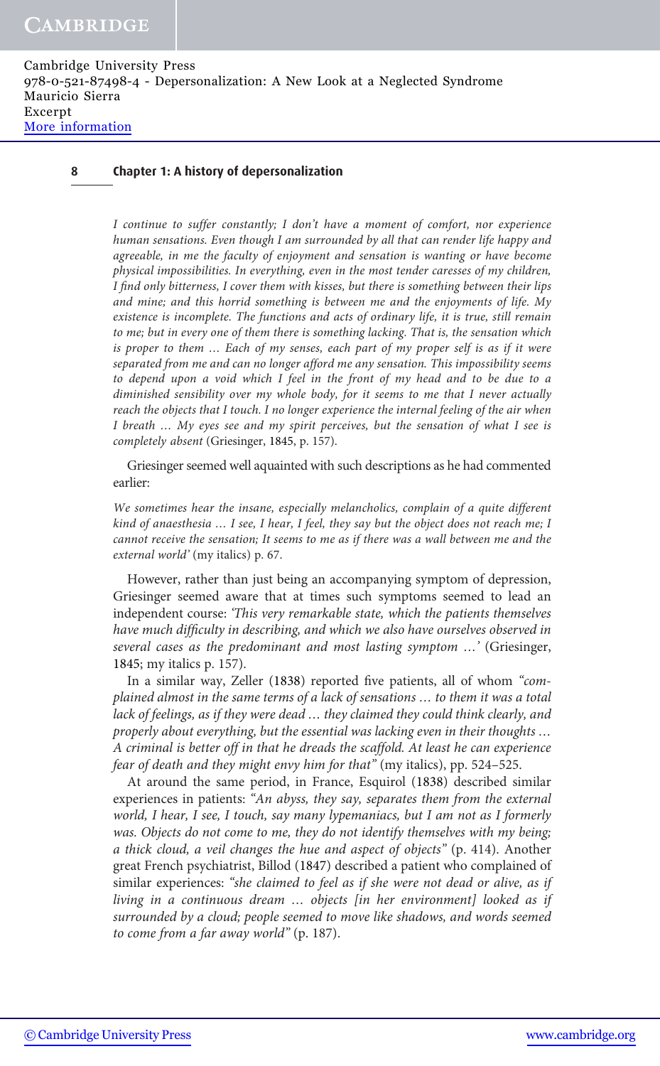*I continue to suffer constantly; I don't have a moment of comfort, nor experience human sensations. Even though I am surrounded by all that can render life happy and agreeable, in me the faculty of enjoyment and sensation is wanting or have become physical impossibilities. In everything, even in the most tender caresses of my children, I find only bitterness, I cover them with kisses, but there is something between their lips and mine; and this horrid something is between me and the enjoyments of life. My existence is incomplete. The functions and acts of ordinary life, it is true, still remain to me; but in every one of them there is something lacking. That is, the sensation which is proper to them … Each of my senses, each part of my proper self is as if it were separated from me and can no longer afford me any sensation. This impossibility seems to depend upon a void which I feel in the front of my head and to be due to a diminished sensibility over my whole body, for it seems to me that I never actually reach the objects that I touch. I no longer experience the internal feeling of the air when I breath … My eyes see and my spirit perceives, but the sensation of what I see is completely absent* (Griesinger, 1845, p. 157).

Griesinger seemed well aquainted with such descriptions as he had commented earlier:

*We sometimes hear the insane, especially melancholics, complain of a quite different kind of anaesthesia … I see, I hear, I feel, they say but the object does not reach me; I cannot receive the sensation; It seems to me as if there was a wall between me and the external world'* (my italics) p. 67.

However, rather than just being an accompanying symptom of depression, Griesinger seemed aware that at times such symptoms seemed to lead an independent course: *'This very remarkable state, which the patients themselves have much difficulty in describing, and which we also have ourselves observed in several cases as the predominant and most lasting symptom …'* (Griesinger, 1845; my italics p. 157).

In a similar way, Zeller (1838) reported five patients, all of whom *"complained almost in the same terms of a lack of sensations … to them it was a total lack of feelings, as if they were dead … they claimed they could think clearly, and properly about everything, but the essential was lacking even in their thoughts … A criminal is better off in that he dreads the scaffold. At least he can experience fear of death and they might envy him for that"* (my italics), pp. 524–525.

At around the same period, in France, Esquirol (1838) described similar experiences in patients: *"An abyss, they say, separates them from the external world, I hear, I see, I touch, say many lypemaniacs, but I am not as I formerly was. Objects do not come to me, they do not identify themselves with my being; a thick cloud, a veil changes the hue and aspect of objects"* (p. 414). Another great French psychiatrist, Billod (1847) described a patient who complained of similar experiences: *"she claimed to feel as if she were not dead or alive, as if living in a continuous dream … objects [in her environment] looked as if surrounded by a cloud; people seemed to move like shadows, and words seemed to come from a far away world"* (p. 187).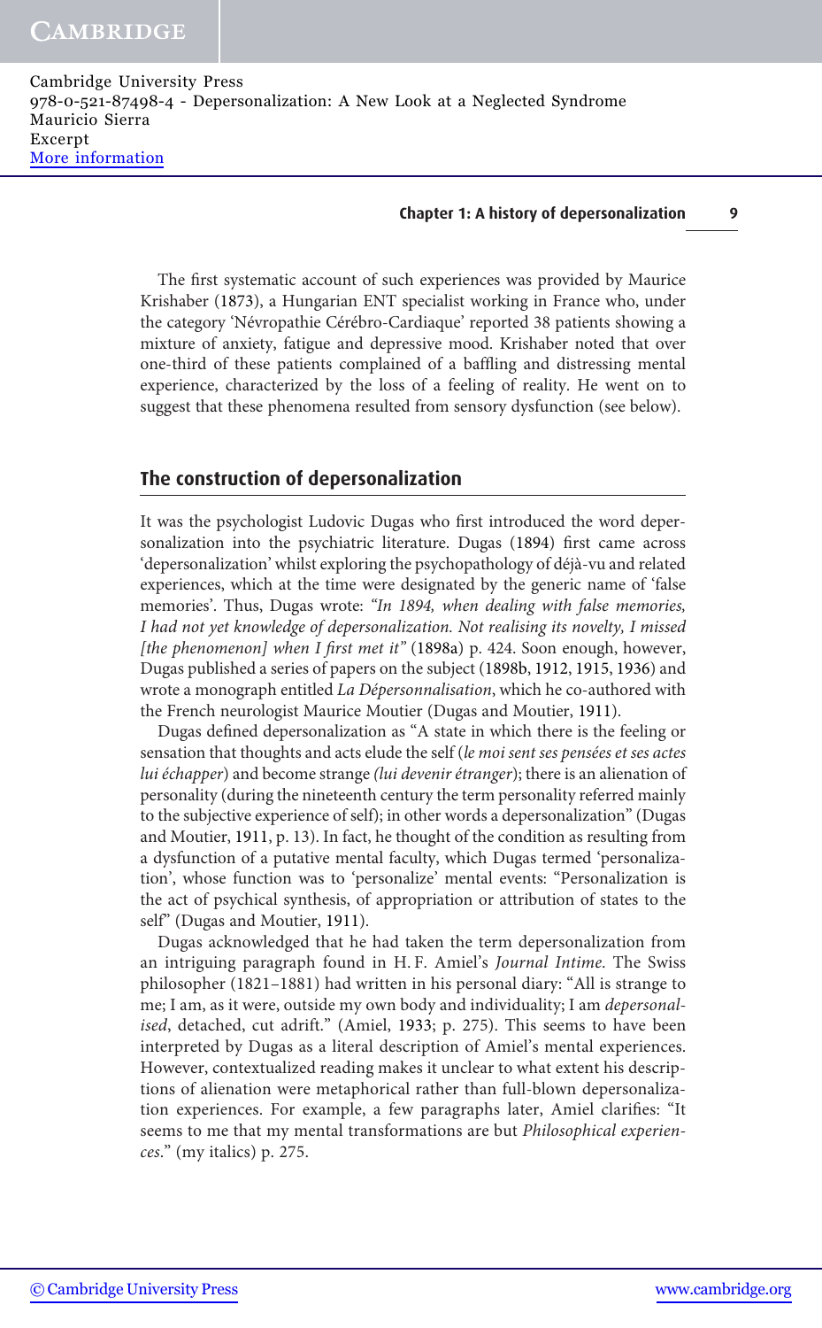The first systematic account of such experiences was provided by Maurice Krishaber (1873), a Hungarian ENT specialist working in France who, under the category 'Névropathie Cérébro-Cardiaque' reported 38 patients showing a mixture of anxiety, fatigue and depressive mood. Krishaber noted that over one-third of these patients complained of a baffling and distressing mental experience, characterized by the loss of a feeling of reality. He went on to suggest that these phenomena resulted from sensory dysfunction (see below).

## The construction of depersonalization

It was the psychologist Ludovic Dugas who first introduced the word depersonalization into the psychiatric literature. Dugas (1894) first came across 'depersonalization' whilst exploring the psychopathology of déjà-vu and related experiences, which at the time were designated by the generic name of 'false memories'. Thus, Dugas wrote: *"In 1894, when dealing with false memories, I had not yet knowledge of depersonalization. Not realising its novelty, I missed [the phenomenon] when I first met it"* (1898a) p. 424. Soon enough, however, Dugas published a series of papers on the subject (1898b, 1912, 1915, 1936) and wrote a monograph entitled *La Dépersonnalisation*, which he co-authored with the French neurologist Maurice Moutier (Dugas and Moutier, 1911).

Dugas defined depersonalization as "A state in which there is the feeling or sensation that thoughts and acts elude the self (*le moi sent ses pensées et ses actes lui échapper*) and become strange *(lui devenir étranger*); there is an alienation of personality (during the nineteenth century the term personality referred mainly to the subjective experience of self); in other words a depersonalization" (Dugas and Moutier, 1911, p. 13). In fact, he thought of the condition as resulting from a dysfunction of a putative mental faculty, which Dugas termed 'personalization', whose function was to 'personalize' mental events: "Personalization is the act of psychical synthesis, of appropriation or attribution of states to the self" (Dugas and Moutier, 1911).

Dugas acknowledged that he had taken the term depersonalization from an intriguing paragraph found in H. F. Amiel's *Journal Intime*. The Swiss philosopher (1821–1881) had written in his personal diary: "All is strange to me; I am, as it were, outside my own body and individuality; I am *depersonalised*, detached, cut adrift." (Amiel, 1933; p. 275). This seems to have been interpreted by Dugas as a literal description of Amiel's mental experiences. However, contextualized reading makes it unclear to what extent his descriptions of alienation were metaphorical rather than full-blown depersonalization experiences. For example, a few paragraphs later, Amiel clarifies: "It seems to me that my mental transformations are but *Philosophical experiences*." (my italics) p. 275.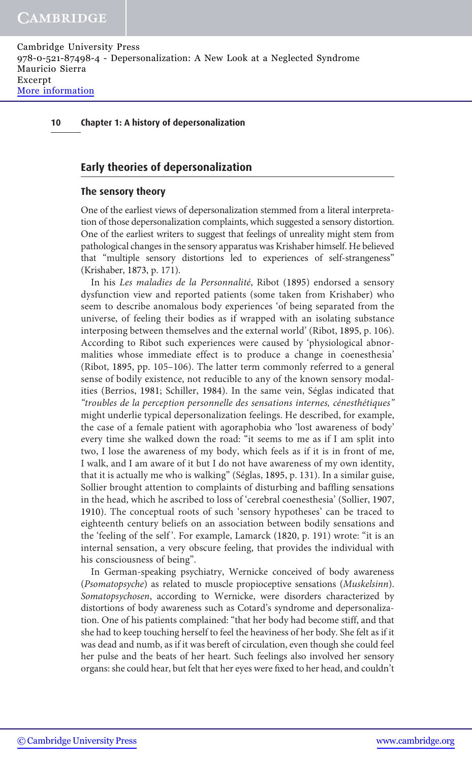## Early theories of depersonalization

### The sensory theory

One of the earliest views of depersonalization stemmed from a literal interpretation of those depersonalization complaints, which suggested a sensory distortion. One of the earliest writers to suggest that feelings of unreality might stem from pathological changes in the sensory apparatus was Krishaber himself. He believed that "multiple sensory distortions led to experiences of self-strangeness" (Krishaber, 1873, p. 171).

In his *Les maladies de la Personnalité*, Ribot (1895) endorsed a sensory dysfunction view and reported patients (some taken from Krishaber) who seem to describe anomalous body experiences 'of being separated from the universe, of feeling their bodies as if wrapped with an isolating substance interposing between themselves and the external world' (Ribot, 1895, p. 106). According to Ribot such experiences were caused by 'physiological abnormalities whose immediate effect is to produce a change in coenesthesia' (Ribot, 1895, pp. 105–106). The latter term commonly referred to a general sense of bodily existence, not reducible to any of the known sensory modalities (Berrios, 1981; Schiller, 1984). In the same vein, Séglas indicated that *"troubles de la perception personnelle des sensations internes, cénesthétiques"* might underlie typical depersonalization feelings. He described, for example, the case of a female patient with agoraphobia who 'lost awareness of body' every time she walked down the road: "it seems to me as if I am split into two, I lose the awareness of my body, which feels as if it is in front of me, I walk, and I am aware of it but I do not have awareness of my own identity, that it is actually me who is walking" (Séglas, 1895, p. 131). In a similar guise, Sollier brought attention to complaints of disturbing and baffling sensations in the head, which he ascribed to loss of 'cerebral coenesthesia' (Sollier, 1907, 1910). The conceptual roots of such 'sensory hypotheses' can be traced to eighteenth century beliefs on an association between bodily sensations and the 'feeling of the self'. For example, Lamarck (1820, p. 191) wrote: "it is an internal sensation, a very obscure feeling, that provides the individual with his consciousness of being".

In German-speaking psychiatry, Wernicke conceived of body awareness (*Psomatopsyche*) as related to muscle propioceptive sensations (*Muskelsinn*). *Somatopsychosen*, according to Wernicke, were disorders characterized by distortions of body awareness such as Cotard's syndrome and depersonalization. One of his patients complained: "that her body had become stiff, and that she had to keep touching herself to feel the heaviness of her body. She felt as if it was dead and numb, as if it was bereft of circulation, even though she could feel her pulse and the beats of her heart. Such feelings also involved her sensory organs: she could hear, but felt that her eyes were fixed to her head, and couldn't